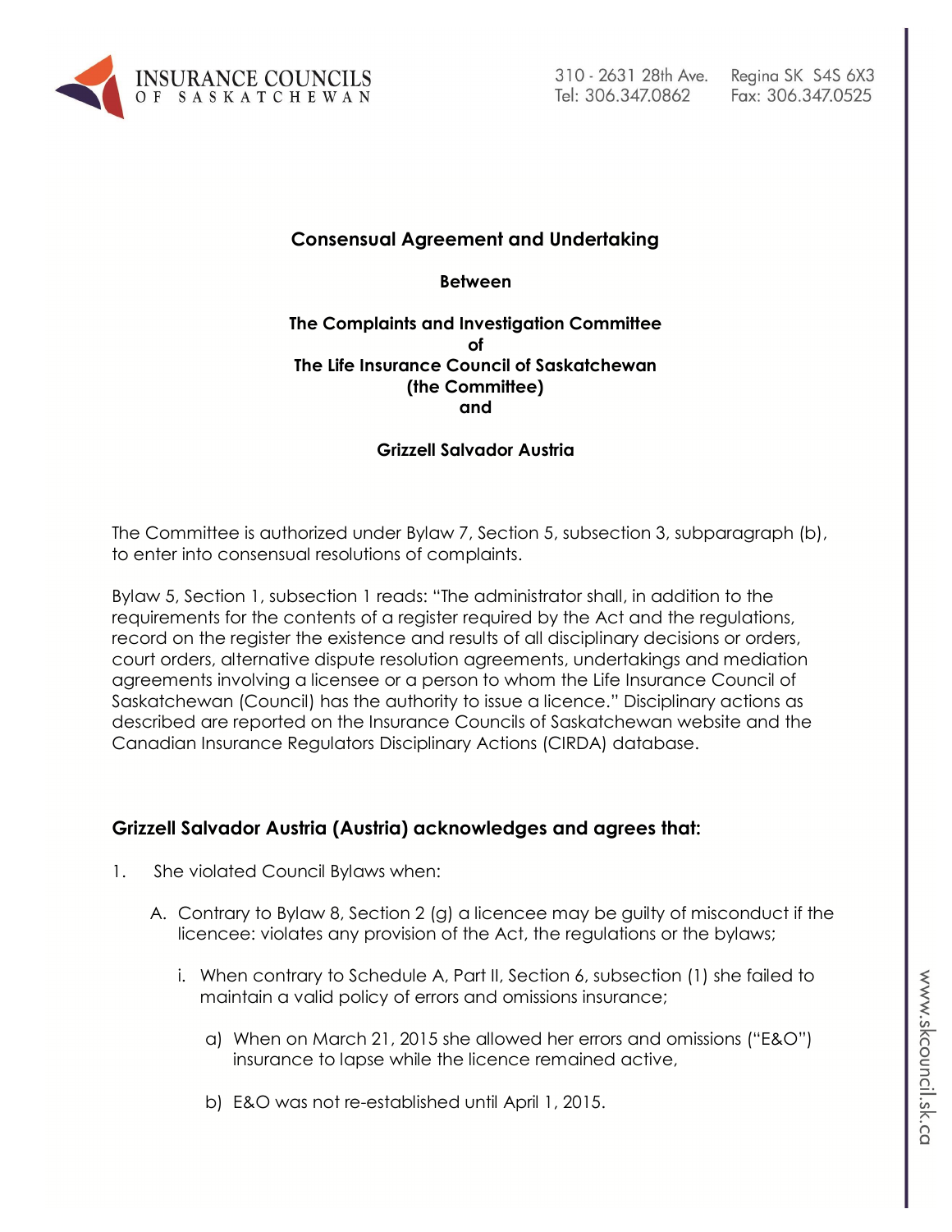**Consensual Agreement and Undertaking**

**Between**

**The Complaints and Investigation Committee**
**of**
**The Life Insurance Council of Saskatchewan**
**(the Committee)**
**and**

**Grizzell Salvador Austria**

The Committee is authorized under Bylaw 7, Section 5, subsection 3, subparagraph (b), to enter into consensual resolutions of complaints.

Bylaw 5, Section 1, subsection 1 reads: "The administrator shall, in addition to the requirements for the contents of a register required by the Act and the regulations, record on the register the existence and results of all disciplinary decisions or orders, court orders, alternative dispute resolution agreements, undertakings and mediation agreements involving a licensee or a person to whom the Life Insurance Council of Saskatchewan (Council) has the authority to issue a licence." Disciplinary actions as described are reported on the Insurance Councils of Saskatchewan website and the Canadian Insurance Regulators Disciplinary Actions (CIRDA) database.

## Grizzell Salvador Austria (Austria) acknowledges and agrees that:

1. She violated Council Bylaws when:

   A. Contrary to Bylaw 8, Section 2 (g) a licencee may be guilty of misconduct if the licencee: violates any provision of the Act, the regulations or the bylaws;

      i. When contrary to Schedule A, Part II, Section 6, subsection (1) she failed to maintain a valid policy of errors and omissions insurance;

         a) When on March 21, 2015 she allowed her errors and omissions ("E&O") insurance to lapse while the licence remained active,

         b) E&O was not re-established until April 1, 2015.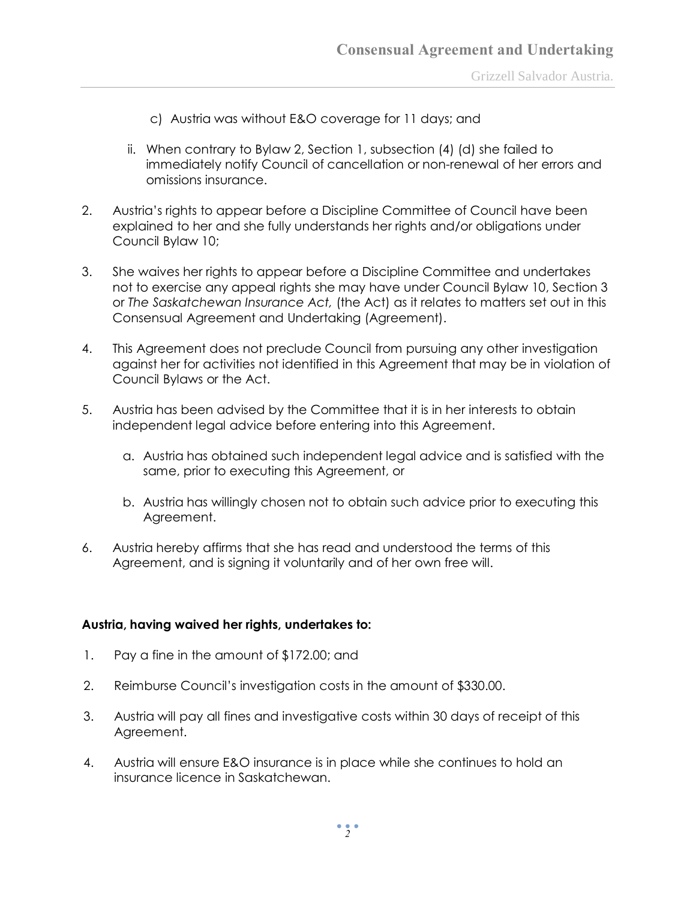c) Austria was without E&O coverage for 11 days; and

ii. When contrary to Bylaw 2, Section 1, subsection (4) (d) she failed to immediately notify Council of cancellation or non-renewal of her errors and omissions insurance.

2. Austria's rights to appear before a Discipline Committee of Council have been explained to her and she fully understands her rights and/or obligations under Council Bylaw 10;

3. She waives her rights to appear before a Discipline Committee and undertakes not to exercise any appeal rights she may have under Council Bylaw 10, Section 3 or *The Saskatchewan Insurance Act,* (the Act) as it relates to matters set out in this Consensual Agreement and Undertaking (Agreement).

4. This Agreement does not preclude Council from pursuing any other investigation against her for activities not identified in this Agreement that may be in violation of Council Bylaws or the Act.

5. Austria has been advised by the Committee that it is in her interests to obtain independent legal advice before entering into this Agreement.

   a. Austria has obtained such independent legal advice and is satisfied with the same, prior to executing this Agreement, or

   b. Austria has willingly chosen not to obtain such advice prior to executing this Agreement.

6. Austria hereby affirms that she has read and understood the terms of this Agreement, and is signing it voluntarily and of her own free will.

**Austria, having waived her rights, undertakes to:**

1. Pay a fine in the amount of $172.00; and

2. Reimburse Council's investigation costs in the amount of $330.00.

3. Austria will pay all fines and investigative costs within 30 days of receipt of this Agreement.

4. Austria will ensure E&O insurance is in place while she continues to hold an insurance licence in Saskatchewan.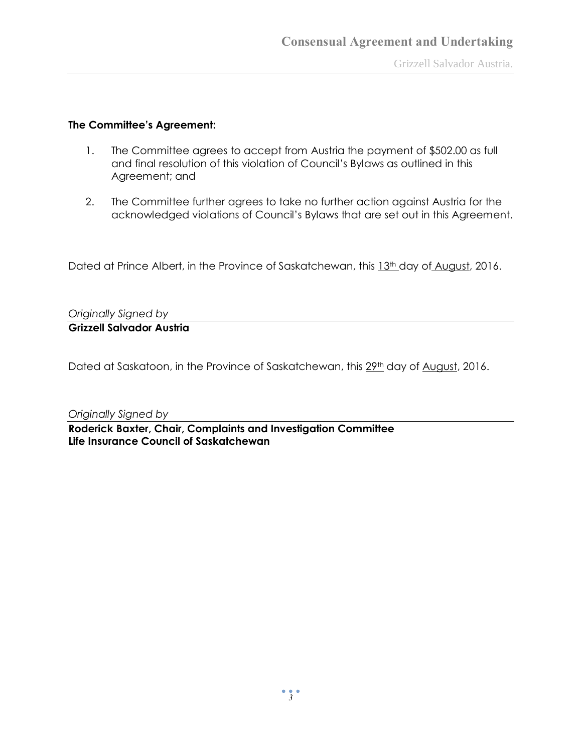**The Committee's Agreement:**

1. The Committee agrees to accept from Austria the payment of $502.00 as full and final resolution of this violation of Council's Bylaws as outlined in this Agreement; and

2. The Committee further agrees to take no further action against Austria for the acknowledged violations of Council's Bylaws that are set out in this Agreement.

Dated at Prince Albert, in the Province of Saskatchewan, this 13th day of August, 2016.

*Originally Signed by*

**Grizzell Salvador Austria**

Dated at Saskatoon, in the Province of Saskatchewan, this 29th day of August, 2016.

*Originally Signed by*

**Roderick Baxter, Chair, Complaints and Investigation Committee**
**Life Insurance Council of Saskatchewan**